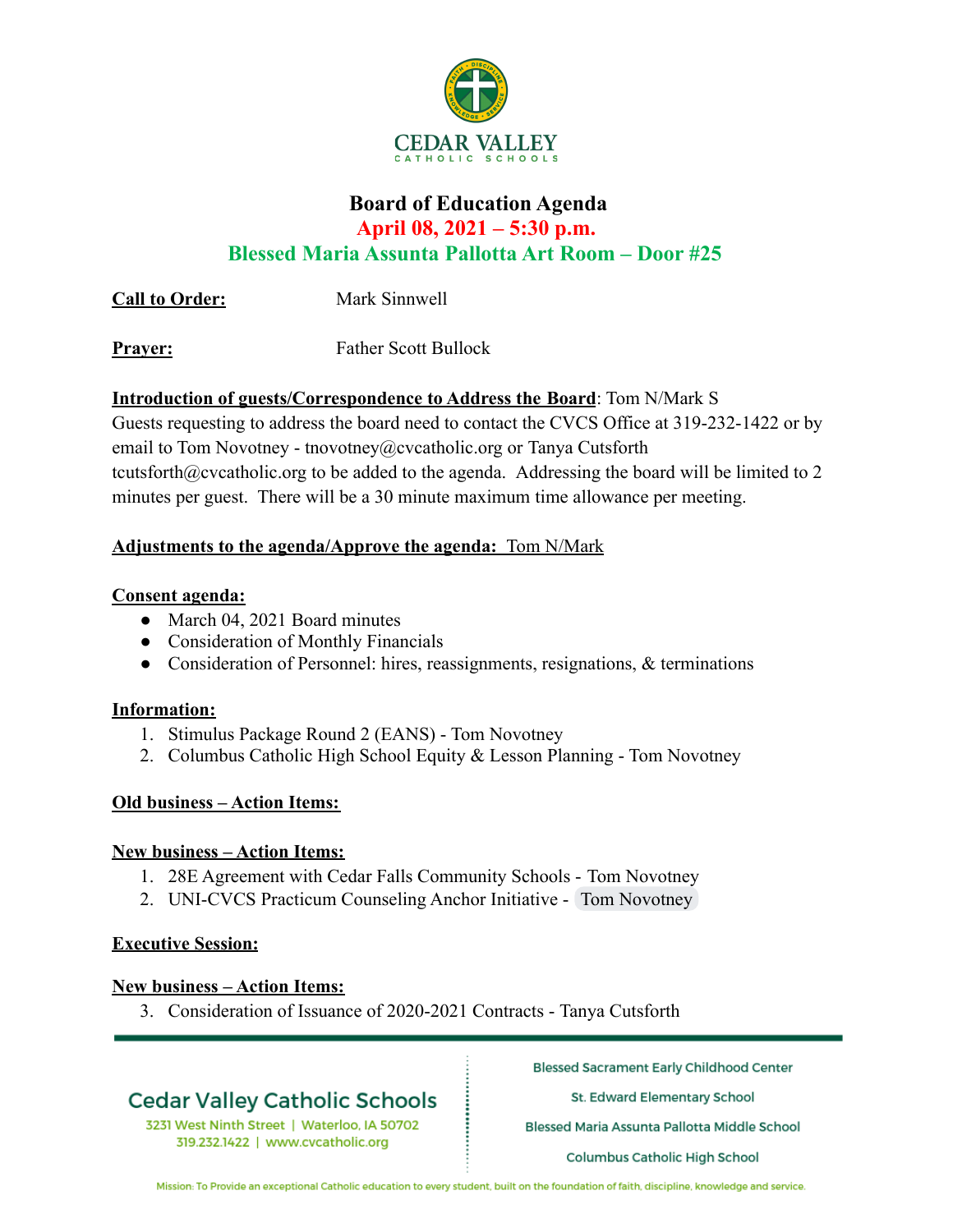CEDAR VALLEY
CATHOLIC SCHOOLS

# Board of Education Agenda

## April 08, 2021 – 5:30 p.m.

## Blessed Maria Assunta Pallotta Art Room – Door #25

**Call to Order:** Mark Sinnwell

**Prayer:** Father Scott Bullock

**Introduction of guests/Correspondence to Address the Board**: Tom N/Mark S
Guests requesting to address the board need to contact the CVCS Office at 319-232-1422 or by email to Tom Novotney - tnovotney@cvcatholic.org or Tanya Cutsforth tcutsforth@cvcatholic.org to be added to the agenda. Addressing the board will be limited to 2 minutes per guest. There will be a 30 minute maximum time allowance per meeting.

**Adjustments to the agenda/Approve the agenda:** Tom N/Mark

**Consent agenda:**

- March 04, 2021 Board minutes
- Consideration of Monthly Financials
- Consideration of Personnel: hires, reassignments, resignations, & terminations

**Information:**

1. Stimulus Package Round 2 (EANS) - Tom Novotney
2. Columbus Catholic High School Equity & Lesson Planning - Tom Novotney

**Old business – Action Items:**

**New business – Action Items:**

1. 28E Agreement with Cedar Falls Community Schools - Tom Novotney
2. UNI-CVCS Practicum Counseling Anchor Initiative - Tom Novotney

**Executive Session:**

**New business – Action Items:**

3. Consideration of Issuance of 2020-2021 Contracts - Tanya Cutsforth

Cedar Valley Catholic Schools
3231 West Ninth Street | Waterloo, IA 50702
319.232.1422 | www.cvcatholic.org

Blessed Sacrament Early Childhood Center
St. Edward Elementary School
Blessed Maria Assunta Pallotta Middle School
Columbus Catholic High School

Mission: To Provide an exceptional Catholic education to every student, built on the foundation of faith, discipline, knowledge and service.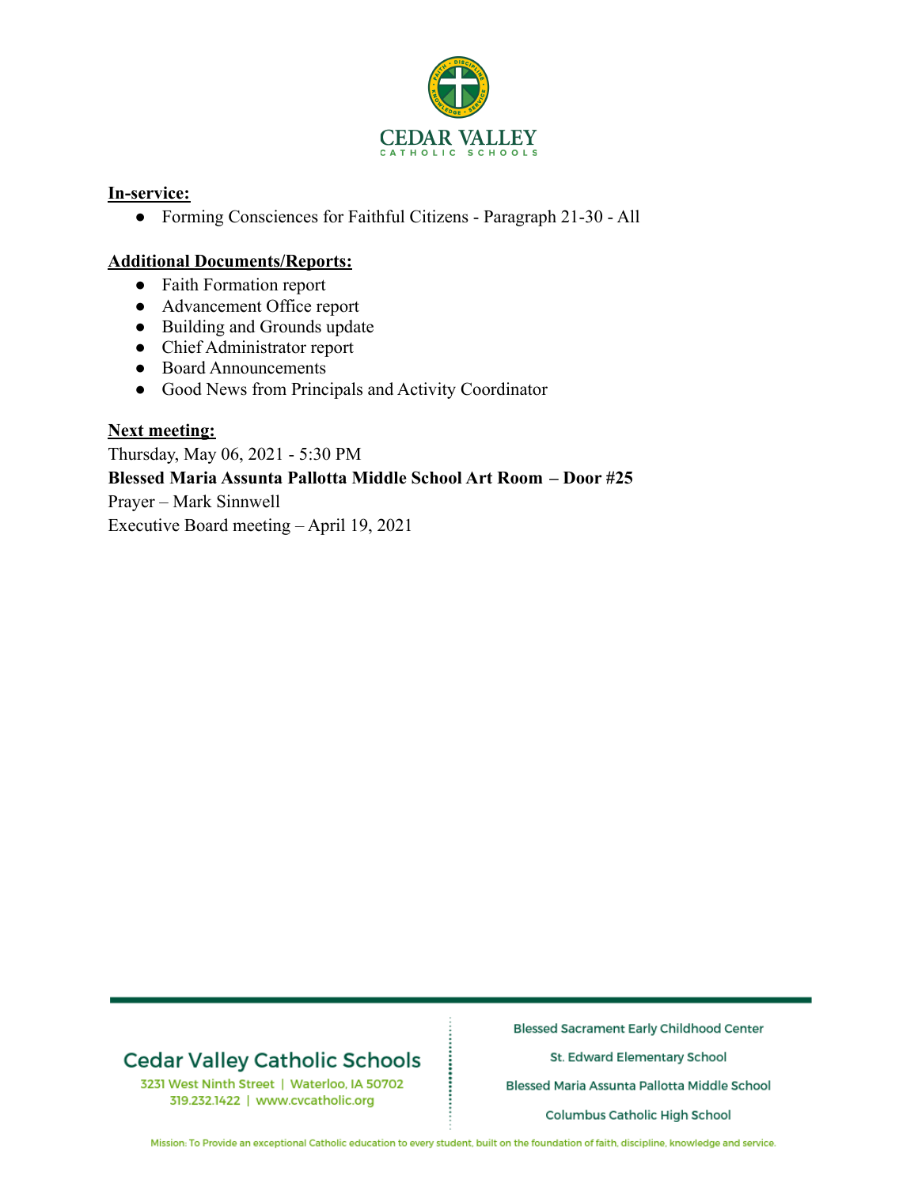**In-service:**

- Forming Consciences for Faithful Citizens - Paragraph 21-30 - All

**Additional Documents/Reports:**

- Faith Formation report
- Advancement Office report
- Building and Grounds update
- Chief Administrator report
- Board Announcements
- Good News from Principals and Activity Coordinator

**Next meeting:**

Thursday, May 06, 2021 - 5:30 PM

**Blessed Maria Assunta Pallotta Middle School Art Room – Door #25**

Prayer – Mark Sinnwell

Executive Board meeting – April 19, 2021